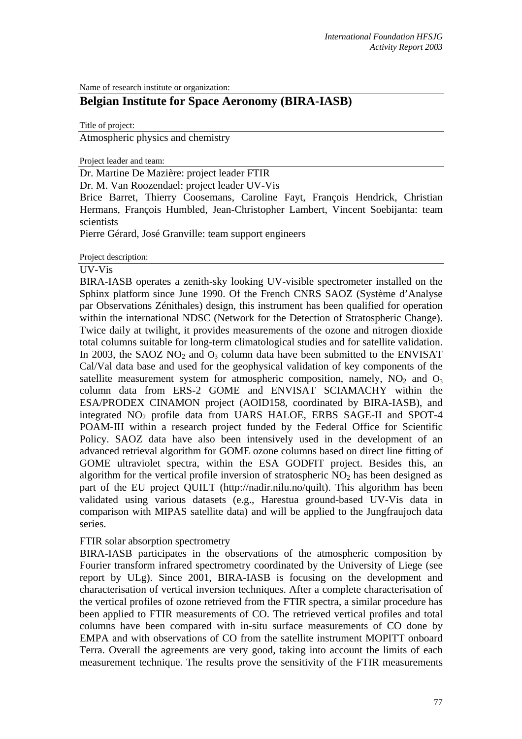Name of research institute or organization:

# Belgian Institute for Space Aeronomy (BIRA-IASB)

Title of project:

Atmospheric physics and chemistry

Project leader and team:

Dr. Martine De Mazière: project leader FTIR

Dr. M. Van Roozendael: project leader UV-Vis

Brice Barret, Thierry Coosemans, Caroline Fayt, François Hendrick, Christian Hermans, François Humbled, Jean-Christopher Lambert, Vincent Soebijanta: team scientists

Pierre Gérard, José Granville: team support engineers

Project description:

UV-Vis

BIRA-IASB operates a zenith-sky looking UV-visible spectrometer installed on the Sphinx platform since June 1990. Of the French CNRS SAOZ (Système d'Analyse par Observations Zénithales) design, this instrument has been qualified for operation within the international NDSC (Network for the Detection of Stratospheric Change). Twice daily at twilight, it provides measurements of the ozone and nitrogen dioxide total columns suitable for long-term climatological studies and for satellite validation. In 2003, the SAOZ $NO_2$ and $O_3$ column data have been submitted to the ENVISAT Cal/Val data base and used for the geophysical validation of key components of the satellite measurement system for atmospheric composition, namely, $NO_2$ and $O_3$ column data from ERS-2 GOME and ENVISAT SCIAMACHY within the ESA/PRODEX CINAMON project (AOID158, coordinated by BIRA-IASB), and integrated $NO_2$ profile data from UARS HALOE, ERBS SAGE-II and SPOT-4 POAM-III within a research project funded by the Federal Office for Scientific Policy. SAOZ data have also been intensively used in the development of an advanced retrieval algorithm for GOME ozone columns based on direct line fitting of GOME ultraviolet spectra, within the ESA GODFIT project. Besides this, an algorithm for the vertical profile inversion of stratospheric $NO_2$ has been designed as part of the EU project QUILT (http://nadir.nilu.no/quilt). This algorithm has been validated using various datasets (e.g., Harestua ground-based UV-Vis data in comparison with MIPAS satellite data) and will be applied to the Jungfraujoch data series.

FTIR solar absorption spectrometry

BIRA-IASB participates in the observations of the atmospheric composition by Fourier transform infrared spectrometry coordinated by the University of Liege (see report by ULg). Since 2001, BIRA-IASB is focusing on the development and characterisation of vertical inversion techniques. After a complete characterisation of the vertical profiles of ozone retrieved from the FTIR spectra, a similar procedure has been applied to FTIR measurements of CO. The retrieved vertical profiles and total columns have been compared with in-situ surface measurements of CO done by EMPA and with observations of CO from the satellite instrument MOPITT onboard Terra. Overall the agreements are very good, taking into account the limits of each measurement technique. The results prove the sensitivity of the FTIR measurements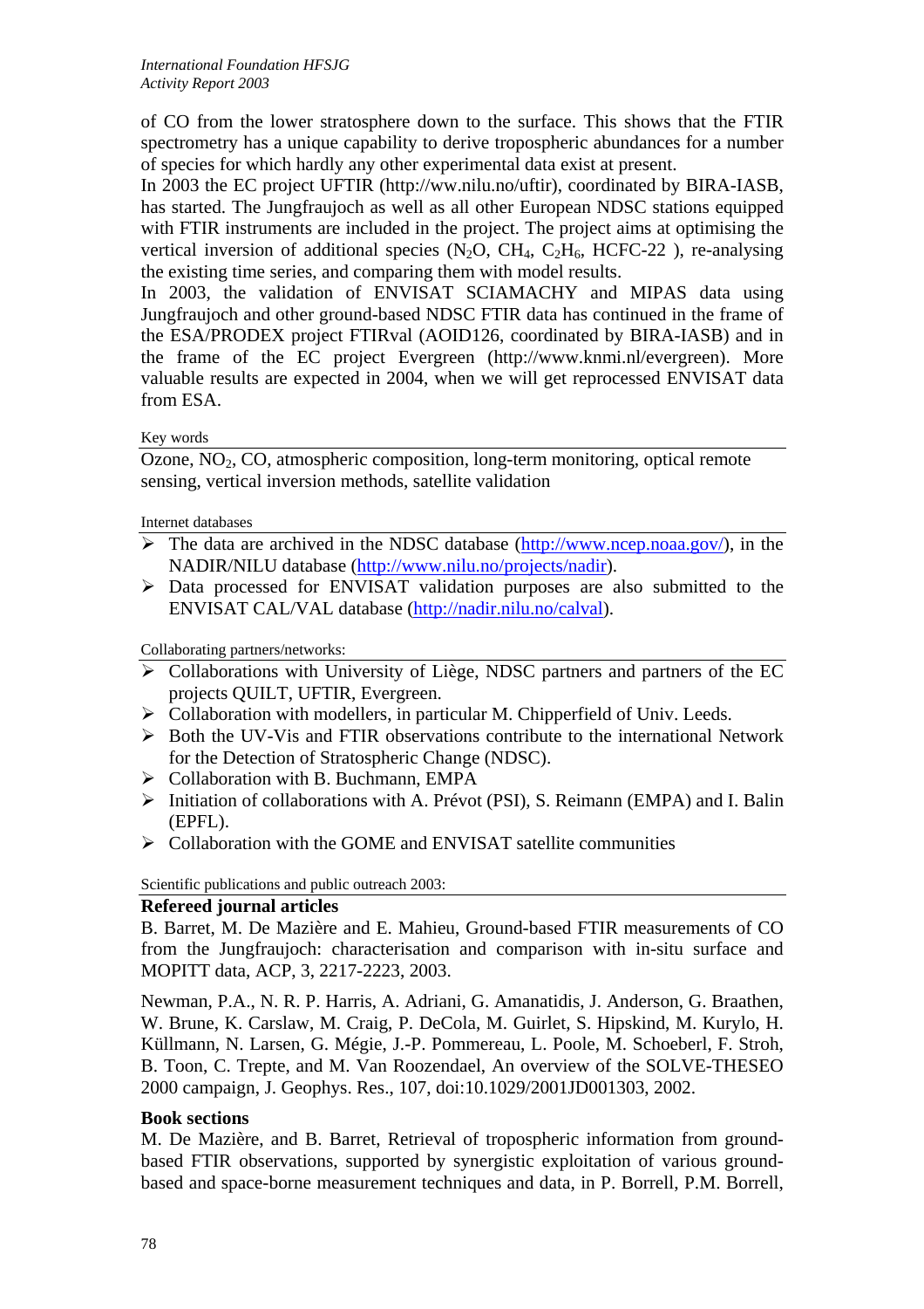of CO from the lower stratosphere down to the surface. This shows that the FTIR spectrometry has a unique capability to derive tropospheric abundances for a number of species for which hardly any other experimental data exist at present.

In 2003 the EC project UFTIR (http://ww.nilu.no/uftir), coordinated by BIRA-IASB, has started. The Jungfraujoch as well as all other European NDSC stations equipped with FTIR instruments are included in the project. The project aims at optimising the vertical inversion of additional species ($N_2O$, $CH_4$, $C_2H_6$, HCFC-22 ), re-analysing the existing time series, and comparing them with model results.

In 2003, the validation of ENVISAT SCIAMACHY and MIPAS data using Jungfraujoch and other ground-based NDSC FTIR data has continued in the frame of the ESA/PRODEX project FTIRval (AOID126, coordinated by BIRA-IASB) and in the frame of the EC project Evergreen (http://www.knmi.nl/evergreen). More valuable results are expected in 2004, when we will get reprocessed ENVISAT data from ESA.

Key words

Ozone, $NO_2$, CO, atmospheric composition, long-term monitoring, optical remote sensing, vertical inversion methods, satellite validation

Internet databases

- The data are archived in the NDSC database (http://www.ncep.noaa.gov/), in the NADIR/NILU database (http://www.nilu.no/projects/nadir).
- Data processed for ENVISAT validation purposes are also submitted to the ENVISAT CAL/VAL database (http://nadir.nilu.no/calval).

Collaborating partners/networks:

- Collaborations with University of Liège, NDSC partners and partners of the EC projects QUILT, UFTIR, Evergreen.
- Collaboration with modellers, in particular M. Chipperfield of Univ. Leeds.
- Both the UV-Vis and FTIR observations contribute to the international Network for the Detection of Stratospheric Change (NDSC).
- Collaboration with B. Buchmann, EMPA
- Initiation of collaborations with A. Prévot (PSI), S. Reimann (EMPA) and I. Balin (EPFL).
- Collaboration with the GOME and ENVISAT satellite communities

Scientific publications and public outreach 2003:

**Refereed journal articles**

B. Barret, M. De Mazière and E. Mahieu, Ground-based FTIR measurements of CO from the Jungfraujoch: characterisation and comparison with in-situ surface and MOPITT data, ACP, 3, 2217-2223, 2003.

Newman, P.A., N. R. P. Harris, A. Adriani, G. Amanatidis, J. Anderson, G. Braathen, W. Brune, K. Carslaw, M. Craig, P. DeCola, M. Guirlet, S. Hipskind, M. Kurylo, H. Küllmann, N. Larsen, G. Mégie, J.-P. Pommereau, L. Poole, M. Schoeberl, F. Stroh, B. Toon, C. Trepte, and M. Van Roozendael, An overview of the SOLVE-THESEO 2000 campaign, J. Geophys. Res., 107, doi:10.1029/2001JD001303, 2002.

**Book sections**

M. De Mazière, and B. Barret, Retrieval of tropospheric information from ground-based FTIR observations, supported by synergistic exploitation of various ground-based and space-borne measurement techniques and data, in P. Borrell, P.M. Borrell,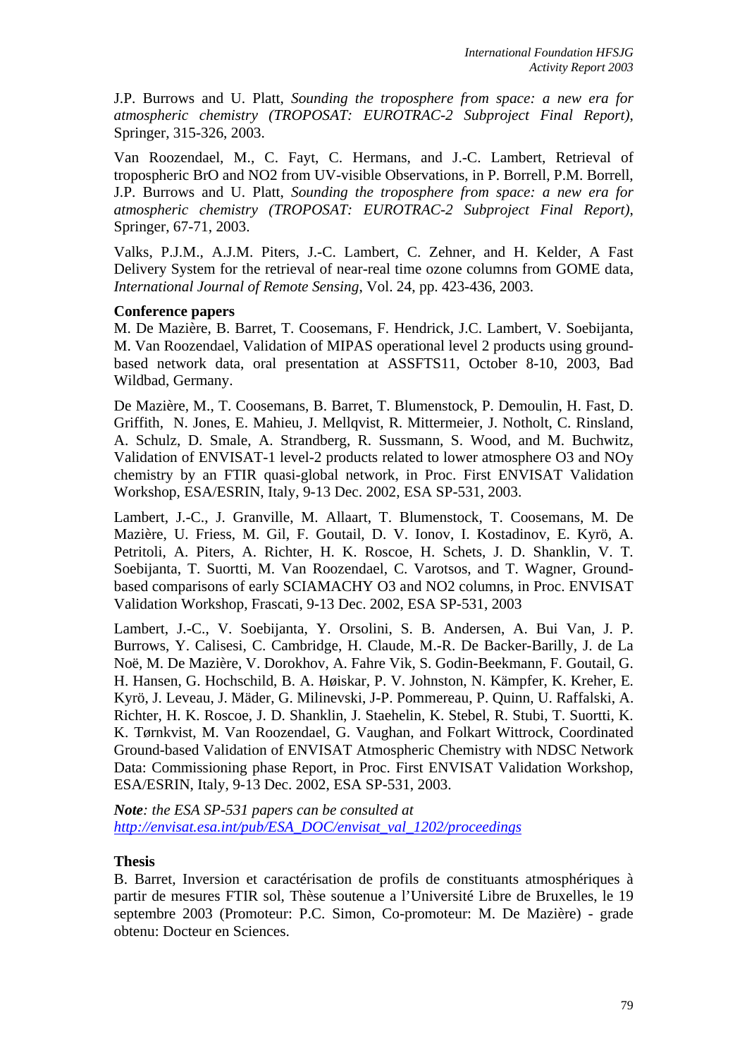J.P. Burrows and U. Platt, *Sounding the troposphere from space: a new era for atmospheric chemistry (TROPOSAT: EUROTRAC-2 Subproject Final Report)*, Springer, 315-326, 2003.

Van Roozendael, M., C. Fayt, C. Hermans, and J.-C. Lambert, Retrieval of tropospheric BrO and NO2 from UV-visible Observations, in P. Borrell, P.M. Borrell, J.P. Burrows and U. Platt, *Sounding the troposphere from space: a new era for atmospheric chemistry (TROPOSAT: EUROTRAC-2 Subproject Final Report)*, Springer, 67-71, 2003.

Valks, P.J.M., A.J.M. Piters, J.-C. Lambert, C. Zehner, and H. Kelder, A Fast Delivery System for the retrieval of near-real time ozone columns from GOME data, *International Journal of Remote Sensing*, Vol. 24, pp. 423-436, 2003.

**Conference papers**

M. De Mazière, B. Barret, T. Coosemans, F. Hendrick, J.C. Lambert, V. Soebijanta, M. Van Roozendael, Validation of MIPAS operational level 2 products using ground-based network data, oral presentation at ASSFTS11, October 8-10, 2003, Bad Wildbad, Germany.

De Mazière, M., T. Coosemans, B. Barret, T. Blumenstock, P. Demoulin, H. Fast, D. Griffith, N. Jones, E. Mahieu, J. Mellqvist, R. Mittermeier, J. Notholt, C. Rinsland, A. Schulz, D. Smale, A. Strandberg, R. Sussmann, S. Wood, and M. Buchwitz, Validation of ENVISAT-1 level-2 products related to lower atmosphere O3 and NOy chemistry by an FTIR quasi-global network, in Proc. First ENVISAT Validation Workshop, ESA/ESRIN, Italy, 9-13 Dec. 2002, ESA SP-531, 2003.

Lambert, J.-C., J. Granville, M. Allaart, T. Blumenstock, T. Coosemans, M. De Mazière, U. Friess, M. Gil, F. Goutail, D. V. Ionov, I. Kostadinov, E. Kyrö, A. Petritoli, A. Piters, A. Richter, H. K. Roscoe, H. Schets, J. D. Shanklin, V. T. Soebijanta, T. Suortti, M. Van Roozendael, C. Varotsos, and T. Wagner, Ground-based comparisons of early SCIAMACHY O3 and NO2 columns, in Proc. ENVISAT Validation Workshop, Frascati, 9-13 Dec. 2002, ESA SP-531, 2003

Lambert, J.-C., V. Soebijanta, Y. Orsolini, S. B. Andersen, A. Bui Van, J. P. Burrows, Y. Calisesi, C. Cambridge, H. Claude, M.-R. De Backer-Barilly, J. de La Noë, M. De Mazière, V. Dorokhov, A. Fahre Vik, S. Godin-Beekmann, F. Goutail, G. H. Hansen, G. Hochschild, B. A. Høiskar, P. V. Johnston, N. Kämpfer, K. Kreher, E. Kyrö, J. Leveau, J. Mäder, G. Milinevski, J-P. Pommereau, P. Quinn, U. Raffalski, A. Richter, H. K. Roscoe, J. D. Shanklin, J. Staehelin, K. Stebel, R. Stubi, T. Suortti, K. K. Tørnkvist, M. Van Roozendael, G. Vaughan, and Folkart Wittrock, Coordinated Ground-based Validation of ENVISAT Atmospheric Chemistry with NDSC Network Data: Commissioning phase Report, in Proc. First ENVISAT Validation Workshop, ESA/ESRIN, Italy, 9-13 Dec. 2002, ESA SP-531, 2003.

***Note**: the ESA SP-531 papers can be consulted at [http://envisat.esa.int/pub/ESA_DOC/envisat_val_1202/proceedings](http://envisat.esa.int/pub/ESA_DOC/envisat_val_1202/proceedings)*

**Thesis**

B. Barret, Inversion et caractérisation de profils de constituants atmosphériques à partir de mesures FTIR sol, Thèse soutenue a l'Université Libre de Bruxelles, le 19 septembre 2003 (Promoteur: P.C. Simon, Co-promoteur: M. De Mazière) - grade obtenu: Docteur en Sciences.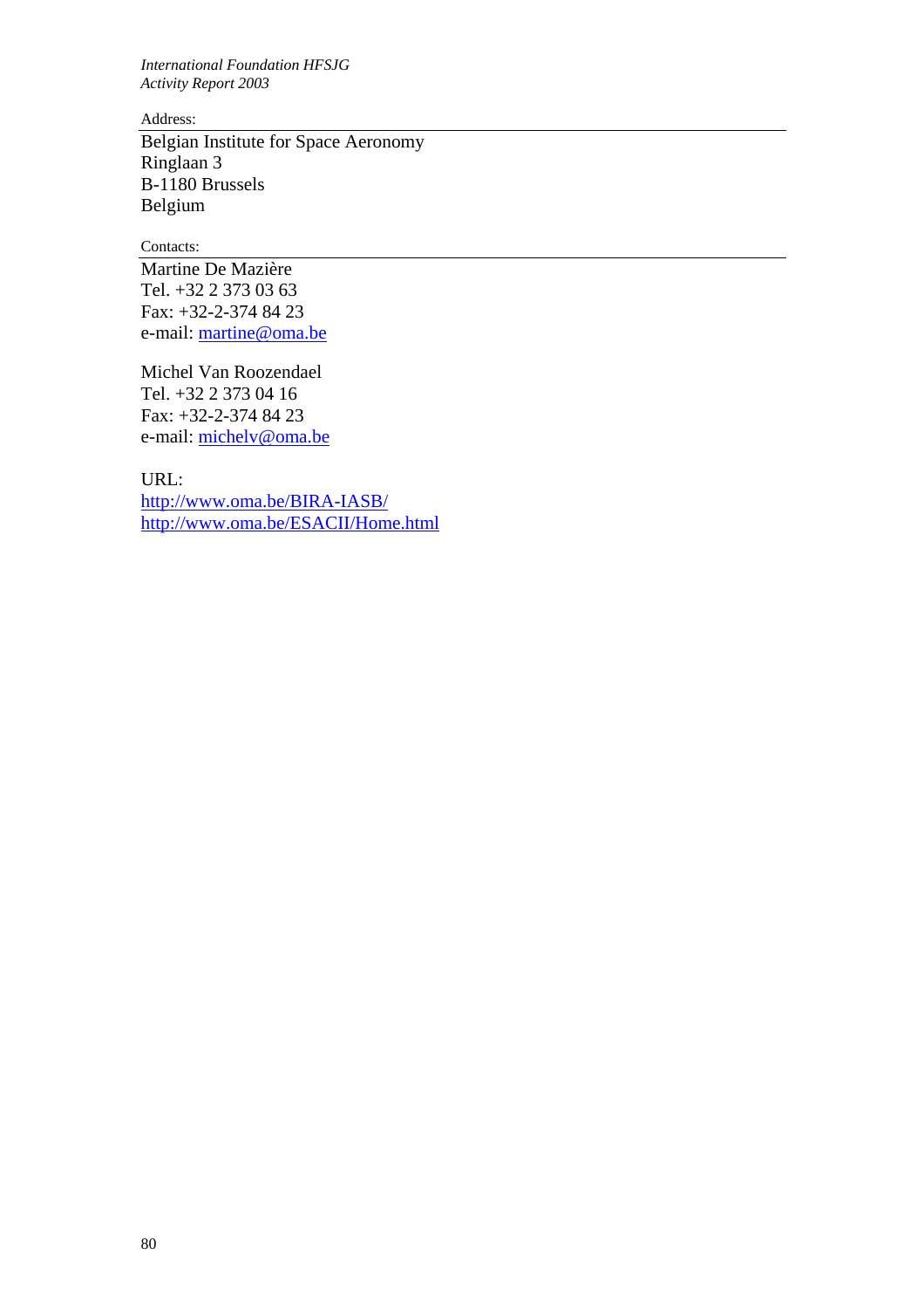Address:

Belgian Institute for Space Aeronomy
Ringlaan 3
B-1180 Brussels
Belgium

Contacts:

Martine De Mazière
Tel. +32 2 373 03 63
Fax: +32-2-374 84 23
e-mail: martine@oma.be

Michel Van Roozendael
Tel. +32 2 373 04 16
Fax: +32-2-374 84 23
e-mail: michelv@oma.be

URL:
http://www.oma.be/BIRA-IASB/
http://www.oma.be/ESACII/Home.html